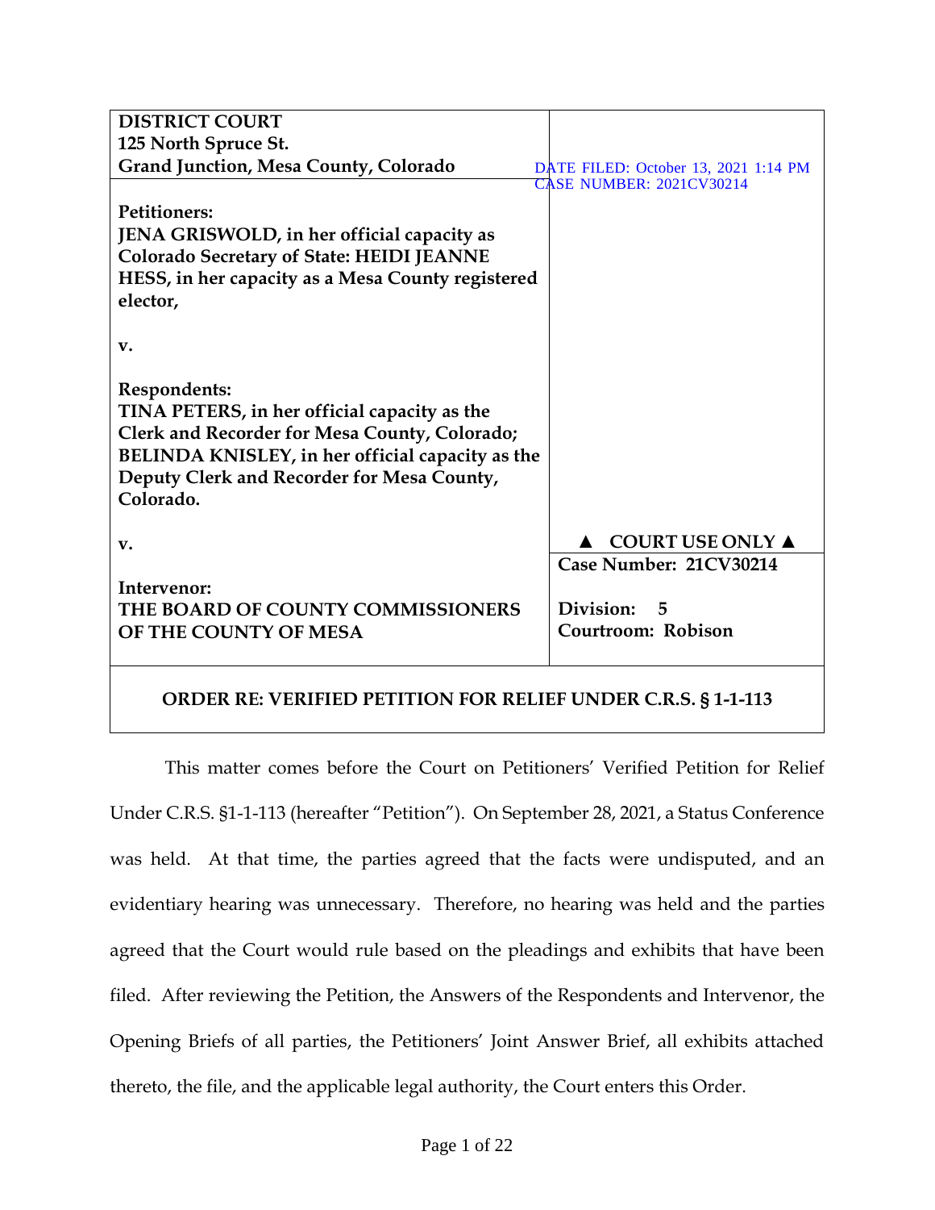| | |
|---|---|
| **DISTRICT COURT**<br>**125 North Spruce St.**<br>**Grand Junction, Mesa County, Colorado** | DATE FILED: October 13, 2021 1:14 PM<br>CASE NUMBER: 2021CV30214 |
| **Petitioners:**<br>**JENA GRISWOLD, in her official capacity as Colorado Secretary of State: HEIDI JEANNE HESS, in her capacity as a Mesa County registered elector,**<br><br>**v.**<br><br>**Respondents:**<br>**TINA PETERS, in her official capacity as the Clerk and Recorder for Mesa County, Colorado; BELINDA KNISLEY, in her official capacity as the Deputy Clerk and Recorder for Mesa County, Colorado.**<br><br>**v.**<br><br>**Intervenor:**<br>**THE BOARD OF COUNTY COMMISSIONERS OF THE COUNTY OF MESA** | **▲ COURT USE ONLY ▲**<br>**Case Number: 21CV30214**<br><br>**Division: 5**<br>**Courtroom: Robison** |

**ORDER RE: VERIFIED PETITION FOR RELIEF UNDER C.R.S. § 1-1-113**

This matter comes before the Court on Petitioners' Verified Petition for Relief Under C.R.S. §1-1-113 (hereafter "Petition"). On September 28, 2021, a Status Conference was held. At that time, the parties agreed that the facts were undisputed, and an evidentiary hearing was unnecessary. Therefore, no hearing was held and the parties agreed that the Court would rule based on the pleadings and exhibits that have been filed. After reviewing the Petition, the Answers of the Respondents and Intervenor, the Opening Briefs of all parties, the Petitioners' Joint Answer Brief, all exhibits attached thereto, the file, and the applicable legal authority, the Court enters this Order.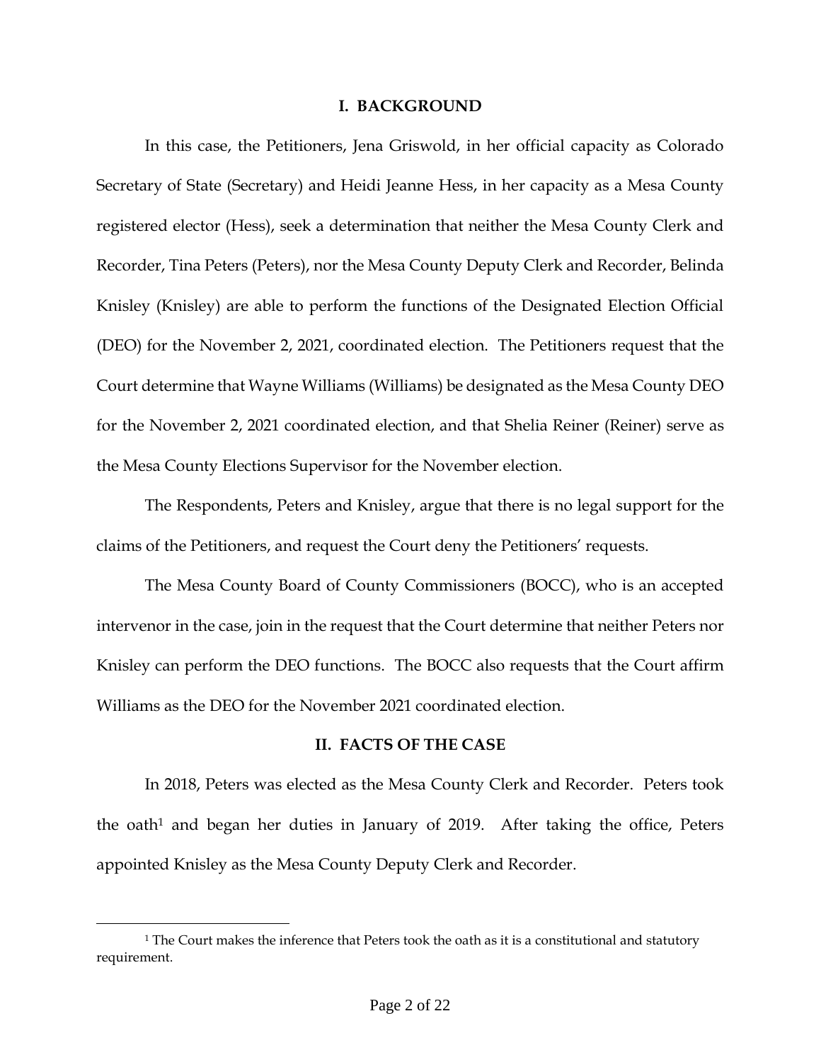## I. BACKGROUND

In this case, the Petitioners, Jena Griswold, in her official capacity as Colorado Secretary of State (Secretary) and Heidi Jeanne Hess, in her capacity as a Mesa County registered elector (Hess), seek a determination that neither the Mesa County Clerk and Recorder, Tina Peters (Peters), nor the Mesa County Deputy Clerk and Recorder, Belinda Knisley (Knisley) are able to perform the functions of the Designated Election Official (DEO) for the November 2, 2021, coordinated election. The Petitioners request that the Court determine that Wayne Williams (Williams) be designated as the Mesa County DEO for the November 2, 2021 coordinated election, and that Shelia Reiner (Reiner) serve as the Mesa County Elections Supervisor for the November election.

The Respondents, Peters and Knisley, argue that there is no legal support for the claims of the Petitioners, and request the Court deny the Petitioners' requests.

The Mesa County Board of County Commissioners (BOCC), who is an accepted intervenor in the case, join in the request that the Court determine that neither Peters nor Knisley can perform the DEO functions. The BOCC also requests that the Court affirm Williams as the DEO for the November 2021 coordinated election.

## II. FACTS OF THE CASE

In 2018, Peters was elected as the Mesa County Clerk and Recorder. Peters took the oath[1] and began her duties in January of 2019. After taking the office, Peters appointed Knisley as the Mesa County Deputy Clerk and Recorder.

---

[1] The Court makes the inference that Peters took the oath as it is a constitutional and statutory requirement.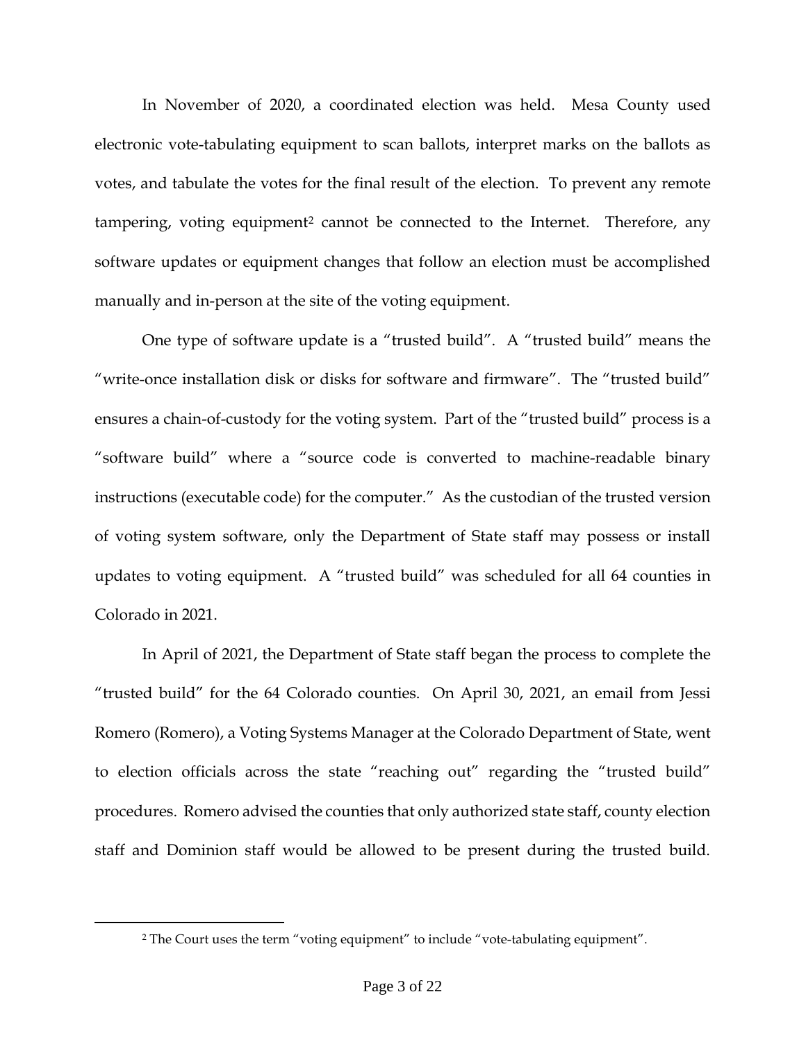In November of 2020, a coordinated election was held. Mesa County used electronic vote-tabulating equipment to scan ballots, interpret marks on the ballots as votes, and tabulate the votes for the final result of the election. To prevent any remote tampering, voting equipment[2] cannot be connected to the Internet. Therefore, any software updates or equipment changes that follow an election must be accomplished manually and in-person at the site of the voting equipment.

One type of software update is a "trusted build". A "trusted build" means the "write-once installation disk or disks for software and firmware". The "trusted build" ensures a chain-of-custody for the voting system. Part of the "trusted build" process is a "software build" where a "source code is converted to machine-readable binary instructions (executable code) for the computer." As the custodian of the trusted version of voting system software, only the Department of State staff may possess or install updates to voting equipment. A "trusted build" was scheduled for all 64 counties in Colorado in 2021.

In April of 2021, the Department of State staff began the process to complete the "trusted build" for the 64 Colorado counties. On April 30, 2021, an email from Jessi Romero (Romero), a Voting Systems Manager at the Colorado Department of State, went to election officials across the state "reaching out" regarding the "trusted build" procedures. Romero advised the counties that only authorized state staff, county election staff and Dominion staff would be allowed to be present during the trusted build.

[2] The Court uses the term "voting equipment" to include "vote-tabulating equipment".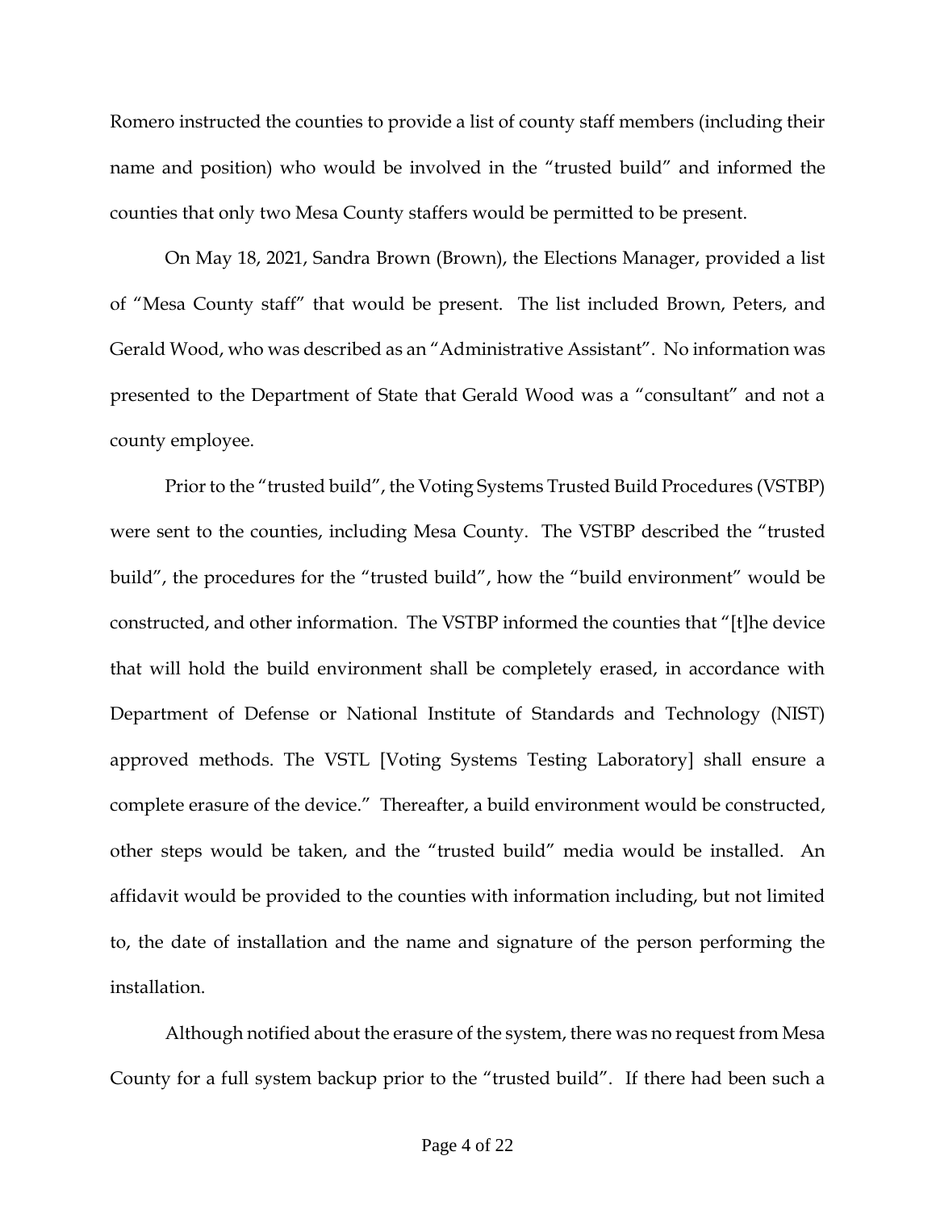Romero instructed the counties to provide a list of county staff members (including their name and position) who would be involved in the "trusted build" and informed the counties that only two Mesa County staffers would be permitted to be present.

On May 18, 2021, Sandra Brown (Brown), the Elections Manager, provided a list of "Mesa County staff" that would be present. The list included Brown, Peters, and Gerald Wood, who was described as an "Administrative Assistant". No information was presented to the Department of State that Gerald Wood was a "consultant" and not a county employee.

Prior to the "trusted build", the Voting Systems Trusted Build Procedures (VSTBP) were sent to the counties, including Mesa County. The VSTBP described the "trusted build", the procedures for the "trusted build", how the "build environment" would be constructed, and other information. The VSTBP informed the counties that "[t]he device that will hold the build environment shall be completely erased, in accordance with Department of Defense or National Institute of Standards and Technology (NIST) approved methods. The VSTL [Voting Systems Testing Laboratory] shall ensure a complete erasure of the device." Thereafter, a build environment would be constructed, other steps would be taken, and the "trusted build" media would be installed. An affidavit would be provided to the counties with information including, but not limited to, the date of installation and the name and signature of the person performing the installation.

Although notified about the erasure of the system, there was no request from Mesa County for a full system backup prior to the "trusted build". If there had been such a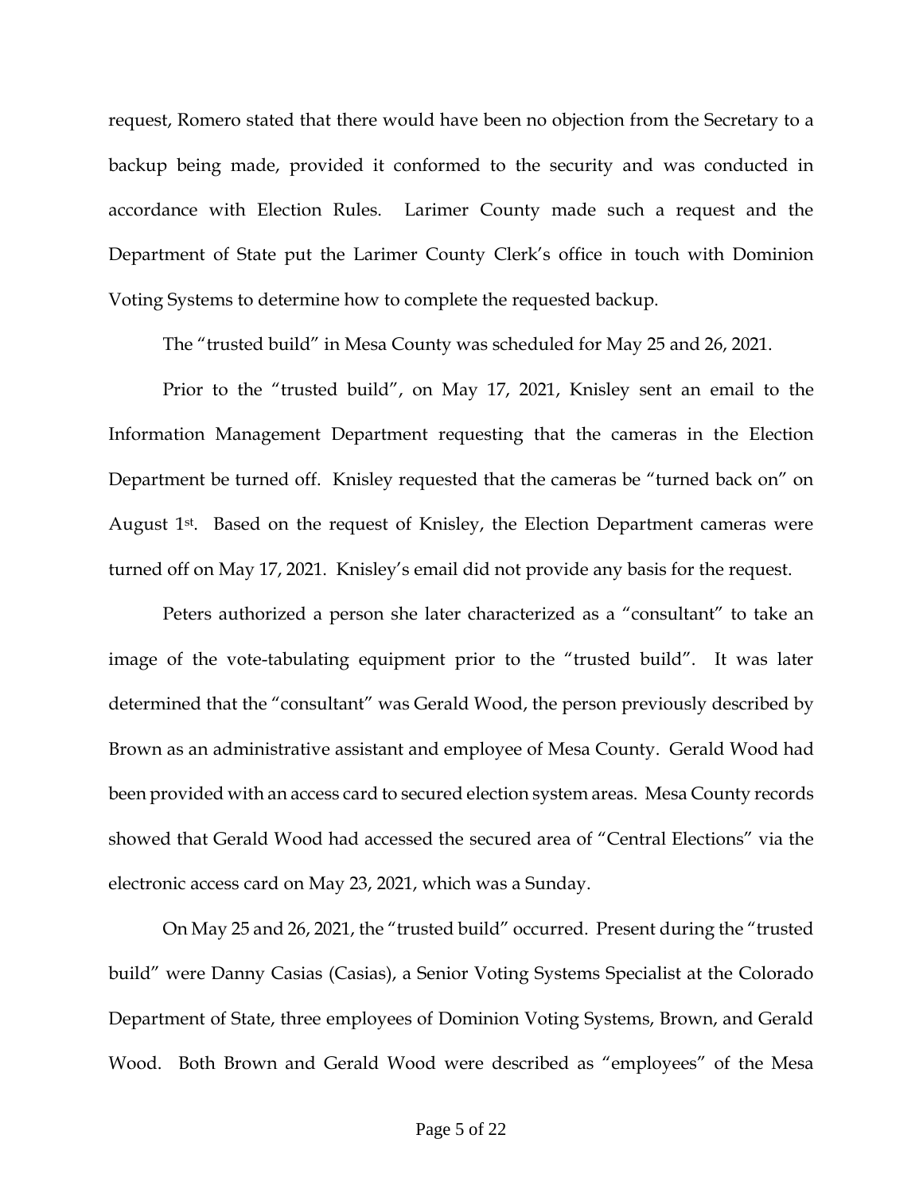request, Romero stated that there would have been no objection from the Secretary to a backup being made, provided it conformed to the security and was conducted in accordance with Election Rules. Larimer County made such a request and the Department of State put the Larimer County Clerk's office in touch with Dominion Voting Systems to determine how to complete the requested backup.

The "trusted build" in Mesa County was scheduled for May 25 and 26, 2021.

Prior to the "trusted build", on May 17, 2021, Knisley sent an email to the Information Management Department requesting that the cameras in the Election Department be turned off. Knisley requested that the cameras be "turned back on" on August 1st. Based on the request of Knisley, the Election Department cameras were turned off on May 17, 2021. Knisley's email did not provide any basis for the request.

Peters authorized a person she later characterized as a "consultant" to take an image of the vote-tabulating equipment prior to the "trusted build". It was later determined that the "consultant" was Gerald Wood, the person previously described by Brown as an administrative assistant and employee of Mesa County. Gerald Wood had been provided with an access card to secured election system areas. Mesa County records showed that Gerald Wood had accessed the secured area of "Central Elections" via the electronic access card on May 23, 2021, which was a Sunday.

On May 25 and 26, 2021, the "trusted build" occurred. Present during the "trusted build" were Danny Casias (Casias), a Senior Voting Systems Specialist at the Colorado Department of State, three employees of Dominion Voting Systems, Brown, and Gerald Wood. Both Brown and Gerald Wood were described as "employees" of the Mesa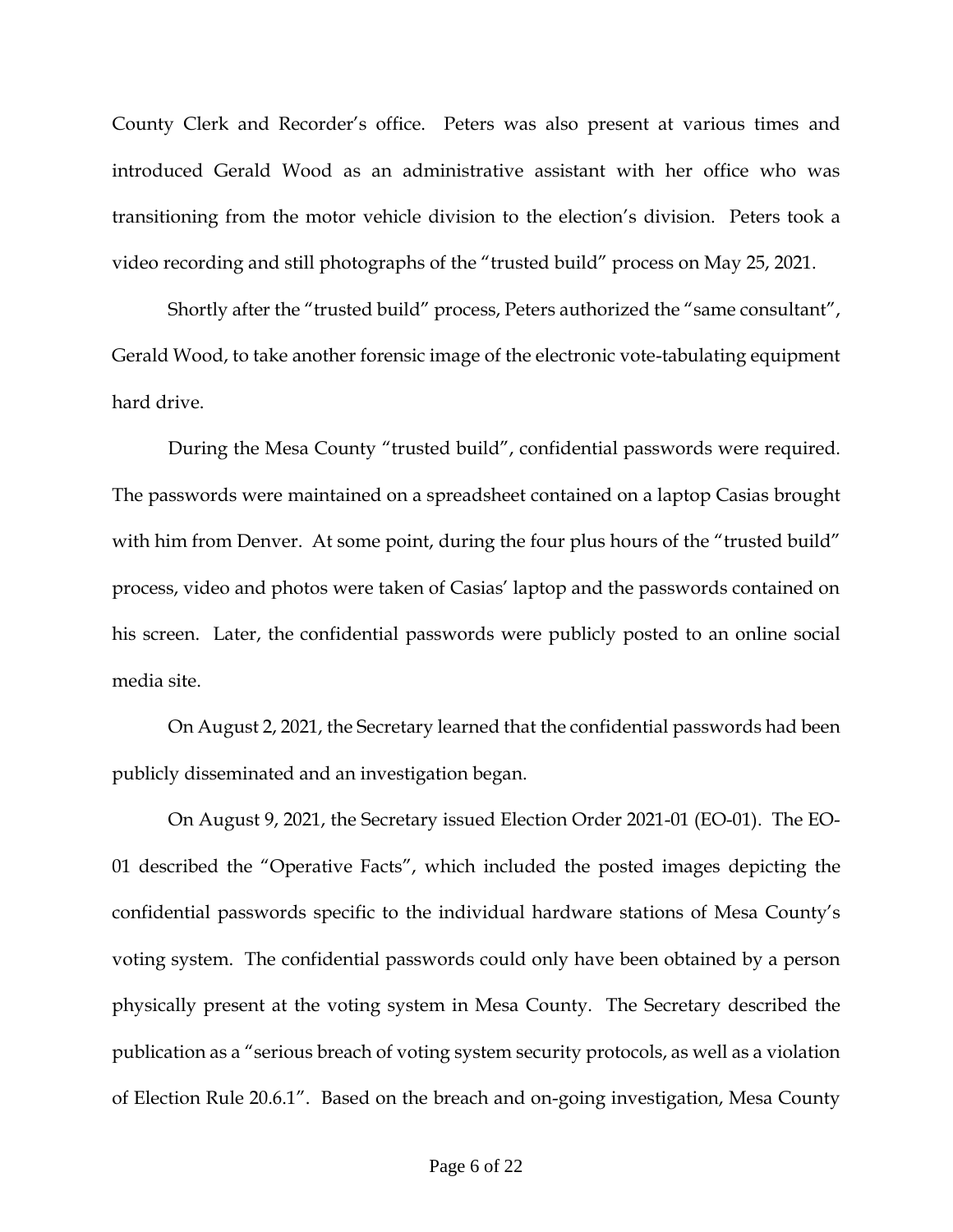County Clerk and Recorder's office. Peters was also present at various times and introduced Gerald Wood as an administrative assistant with her office who was transitioning from the motor vehicle division to the election's division. Peters took a video recording and still photographs of the "trusted build" process on May 25, 2021.

Shortly after the "trusted build" process, Peters authorized the "same consultant", Gerald Wood, to take another forensic image of the electronic vote-tabulating equipment hard drive.

During the Mesa County "trusted build", confidential passwords were required. The passwords were maintained on a spreadsheet contained on a laptop Casias brought with him from Denver. At some point, during the four plus hours of the "trusted build" process, video and photos were taken of Casias' laptop and the passwords contained on his screen. Later, the confidential passwords were publicly posted to an online social media site.

On August 2, 2021, the Secretary learned that the confidential passwords had been publicly disseminated and an investigation began.

On August 9, 2021, the Secretary issued Election Order 2021-01 (EO-01). The EO-01 described the "Operative Facts", which included the posted images depicting the confidential passwords specific to the individual hardware stations of Mesa County's voting system. The confidential passwords could only have been obtained by a person physically present at the voting system in Mesa County. The Secretary described the publication as a "serious breach of voting system security protocols, as well as a violation of Election Rule 20.6.1". Based on the breach and on-going investigation, Mesa County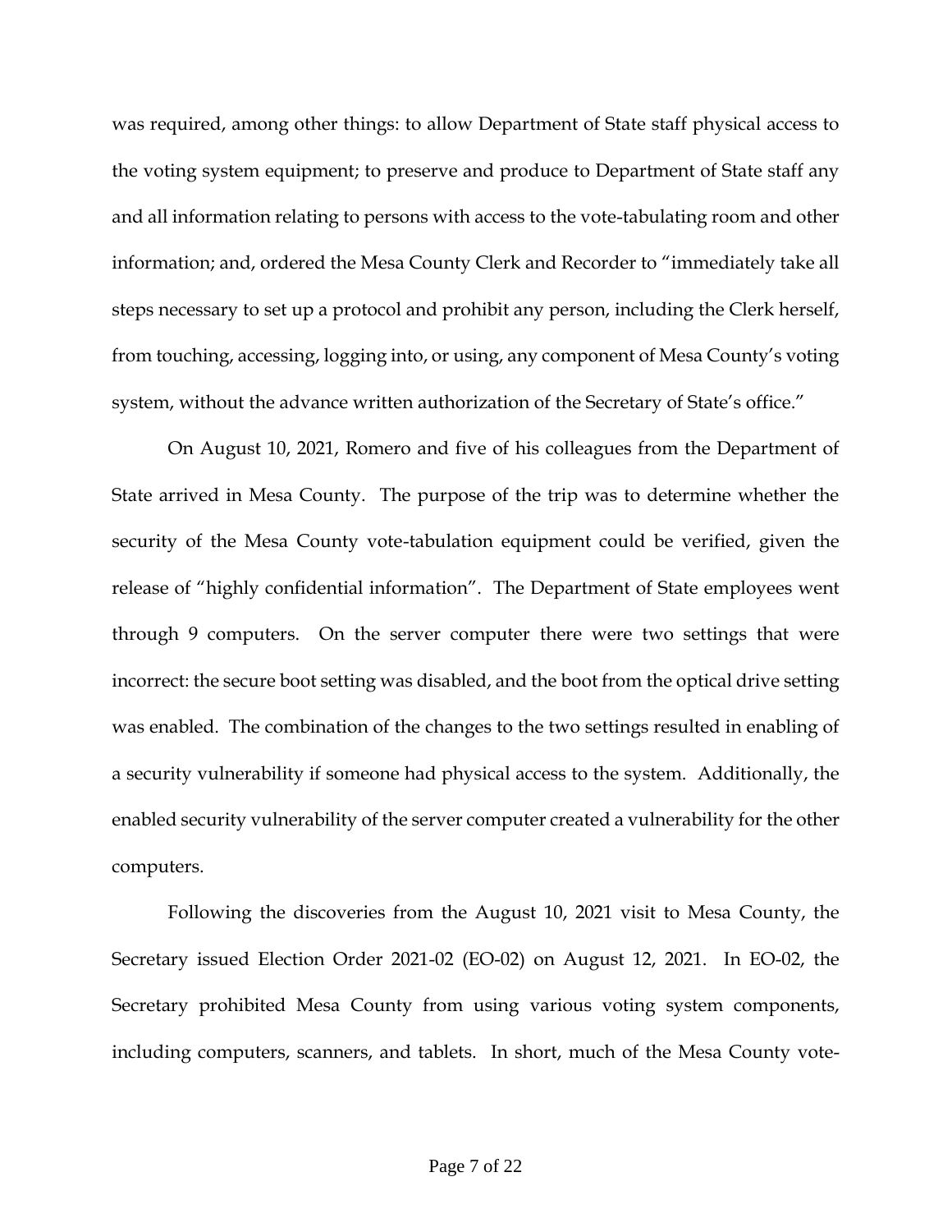was required, among other things: to allow Department of State staff physical access to the voting system equipment; to preserve and produce to Department of State staff any and all information relating to persons with access to the vote-tabulating room and other information; and, ordered the Mesa County Clerk and Recorder to "immediately take all steps necessary to set up a protocol and prohibit any person, including the Clerk herself, from touching, accessing, logging into, or using, any component of Mesa County's voting system, without the advance written authorization of the Secretary of State's office."

On August 10, 2021, Romero and five of his colleagues from the Department of State arrived in Mesa County. The purpose of the trip was to determine whether the security of the Mesa County vote-tabulation equipment could be verified, given the release of "highly confidential information". The Department of State employees went through 9 computers. On the server computer there were two settings that were incorrect: the secure boot setting was disabled, and the boot from the optical drive setting was enabled. The combination of the changes to the two settings resulted in enabling of a security vulnerability if someone had physical access to the system. Additionally, the enabled security vulnerability of the server computer created a vulnerability for the other computers.

Following the discoveries from the August 10, 2021 visit to Mesa County, the Secretary issued Election Order 2021-02 (EO-02) on August 12, 2021. In EO-02, the Secretary prohibited Mesa County from using various voting system components, including computers, scanners, and tablets. In short, much of the Mesa County vote-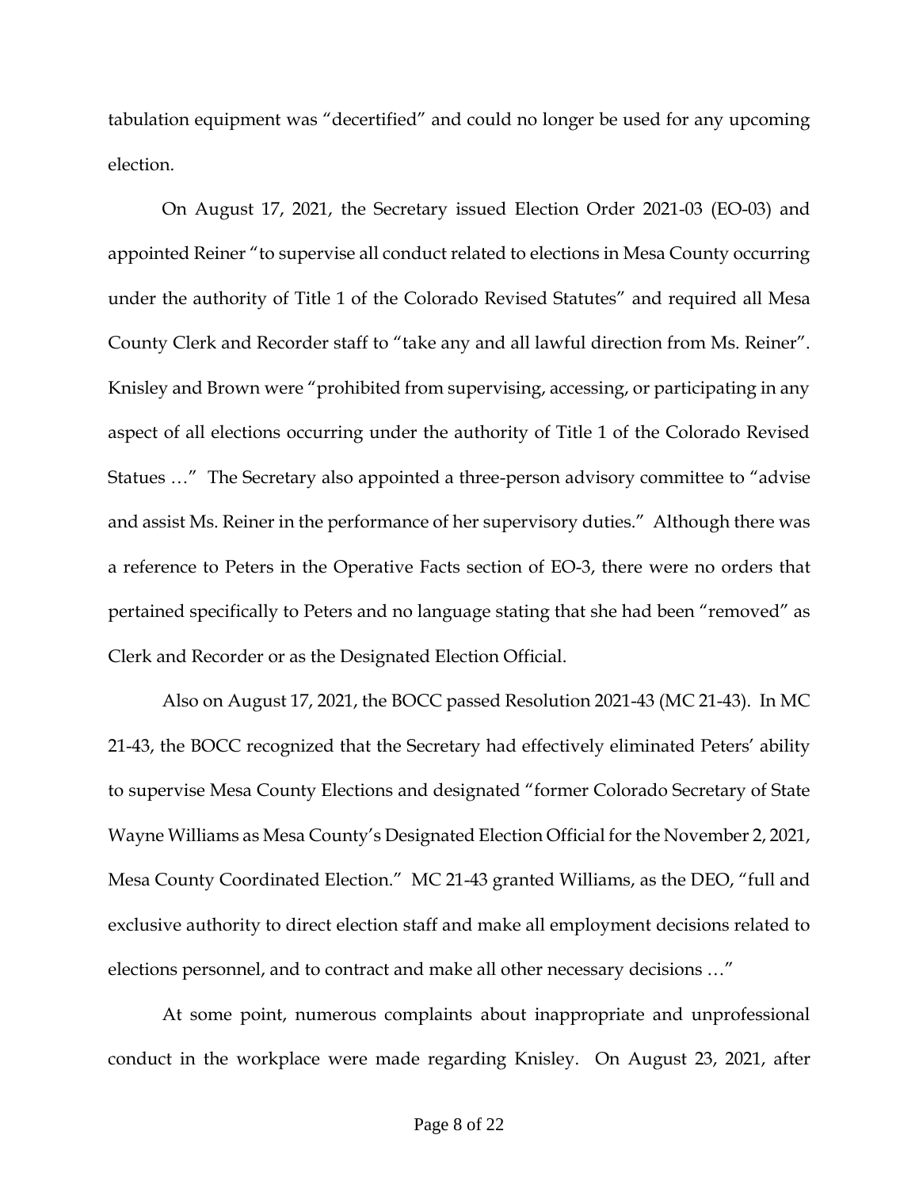tabulation equipment was "decertified" and could no longer be used for any upcoming election.

On August 17, 2021, the Secretary issued Election Order 2021-03 (EO-03) and appointed Reiner "to supervise all conduct related to elections in Mesa County occurring under the authority of Title 1 of the Colorado Revised Statutes" and required all Mesa County Clerk and Recorder staff to "take any and all lawful direction from Ms. Reiner". Knisley and Brown were "prohibited from supervising, accessing, or participating in any aspect of all elections occurring under the authority of Title 1 of the Colorado Revised Statues …" The Secretary also appointed a three-person advisory committee to "advise and assist Ms. Reiner in the performance of her supervisory duties." Although there was a reference to Peters in the Operative Facts section of EO-3, there were no orders that pertained specifically to Peters and no language stating that she had been "removed" as Clerk and Recorder or as the Designated Election Official.

Also on August 17, 2021, the BOCC passed Resolution 2021-43 (MC 21-43). In MC 21-43, the BOCC recognized that the Secretary had effectively eliminated Peters' ability to supervise Mesa County Elections and designated "former Colorado Secretary of State Wayne Williams as Mesa County's Designated Election Official for the November 2, 2021, Mesa County Coordinated Election." MC 21-43 granted Williams, as the DEO, "full and exclusive authority to direct election staff and make all employment decisions related to elections personnel, and to contract and make all other necessary decisions …"

At some point, numerous complaints about inappropriate and unprofessional conduct in the workplace were made regarding Knisley. On August 23, 2021, after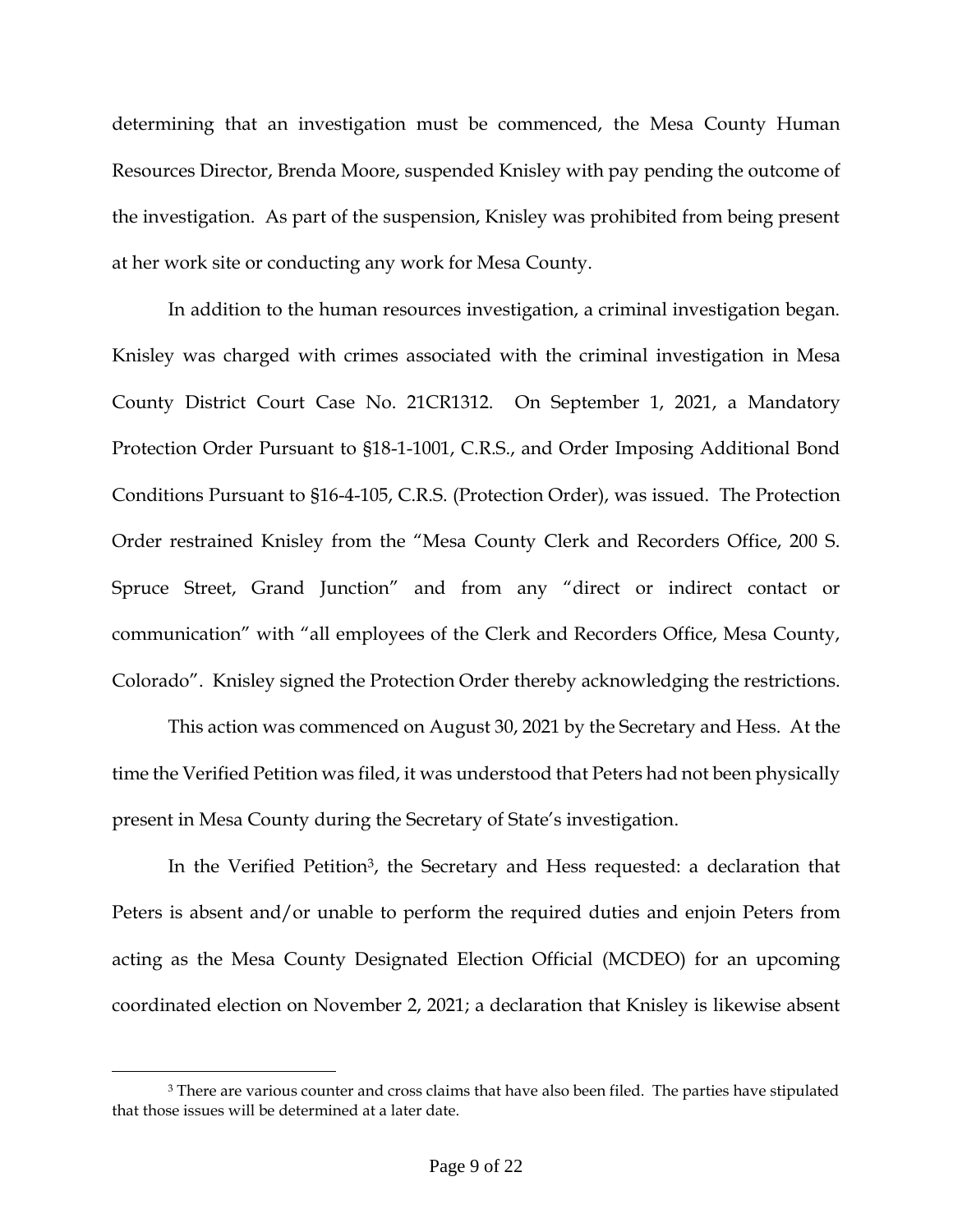determining that an investigation must be commenced, the Mesa County Human Resources Director, Brenda Moore, suspended Knisley with pay pending the outcome of the investigation. As part of the suspension, Knisley was prohibited from being present at her work site or conducting any work for Mesa County.

In addition to the human resources investigation, a criminal investigation began. Knisley was charged with crimes associated with the criminal investigation in Mesa County District Court Case No. 21CR1312. On September 1, 2021, a Mandatory Protection Order Pursuant to §18-1-1001, C.R.S., and Order Imposing Additional Bond Conditions Pursuant to §16-4-105, C.R.S. (Protection Order), was issued. The Protection Order restrained Knisley from the "Mesa County Clerk and Recorders Office, 200 S. Spruce Street, Grand Junction" and from any "direct or indirect contact or communication" with "all employees of the Clerk and Recorders Office, Mesa County, Colorado". Knisley signed the Protection Order thereby acknowledging the restrictions.

This action was commenced on August 30, 2021 by the Secretary and Hess. At the time the Verified Petition was filed, it was understood that Peters had not been physically present in Mesa County during the Secretary of State's investigation.

In the Verified Petition[3], the Secretary and Hess requested: a declaration that Peters is absent and/or unable to perform the required duties and enjoin Peters from acting as the Mesa County Designated Election Official (MCDEO) for an upcoming coordinated election on November 2, 2021; a declaration that Knisley is likewise absent

[3] There are various counter and cross claims that have also been filed. The parties have stipulated that those issues will be determined at a later date.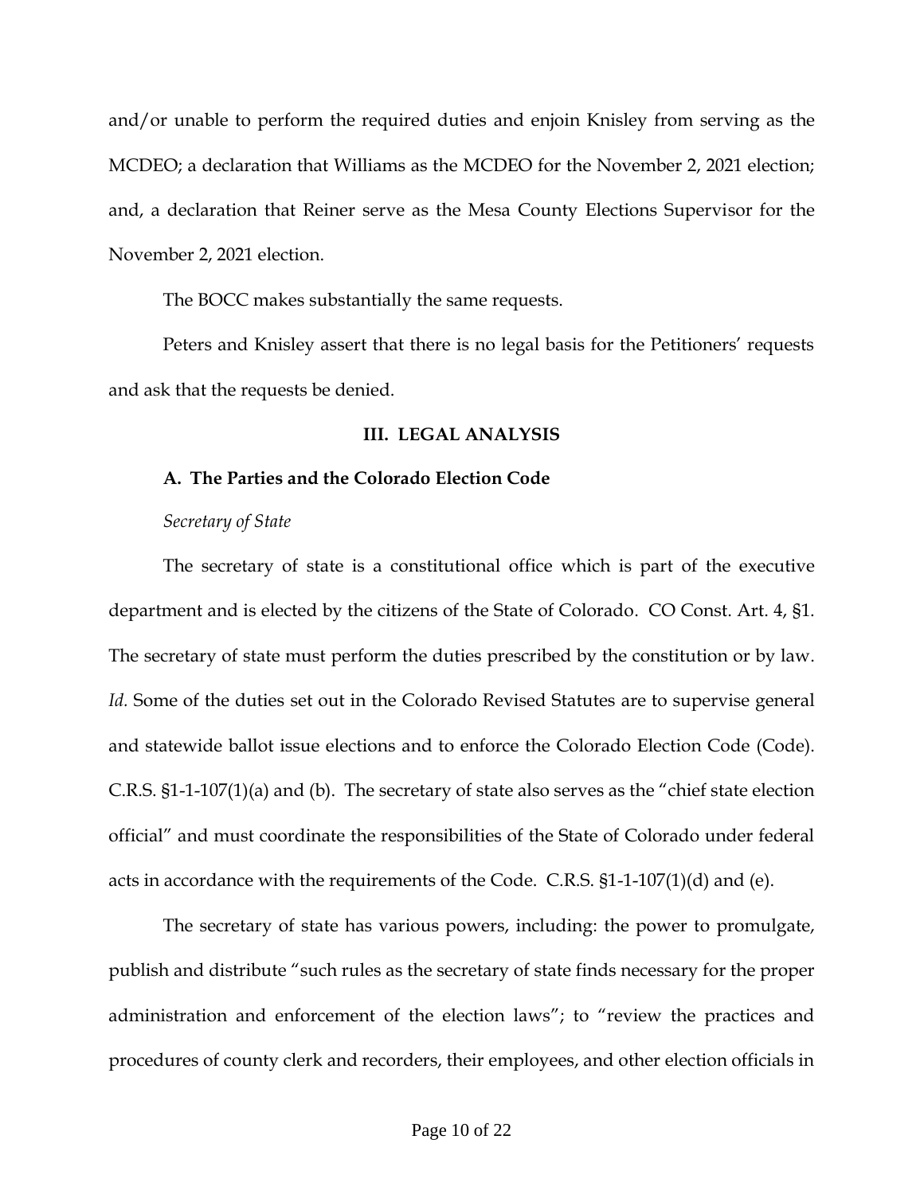and/or unable to perform the required duties and enjoin Knisley from serving as the MCDEO; a declaration that Williams as the MCDEO for the November 2, 2021 election; and, a declaration that Reiner serve as the Mesa County Elections Supervisor for the November 2, 2021 election.

The BOCC makes substantially the same requests.

Peters and Knisley assert that there is no legal basis for the Petitioners' requests and ask that the requests be denied.

## III. LEGAL ANALYSIS

### A. The Parties and the Colorado Election Code

*Secretary of State*

The secretary of state is a constitutional office which is part of the executive department and is elected by the citizens of the State of Colorado. CO Const. Art. 4, §1. The secretary of state must perform the duties prescribed by the constitution or by law. *Id.* Some of the duties set out in the Colorado Revised Statutes are to supervise general and statewide ballot issue elections and to enforce the Colorado Election Code (Code). C.R.S. §1-1-107(1)(a) and (b). The secretary of state also serves as the "chief state election official" and must coordinate the responsibilities of the State of Colorado under federal acts in accordance with the requirements of the Code. C.R.S. §1-1-107(1)(d) and (e).

The secretary of state has various powers, including: the power to promulgate, publish and distribute "such rules as the secretary of state finds necessary for the proper administration and enforcement of the election laws"; to "review the practices and procedures of county clerk and recorders, their employees, and other election officials in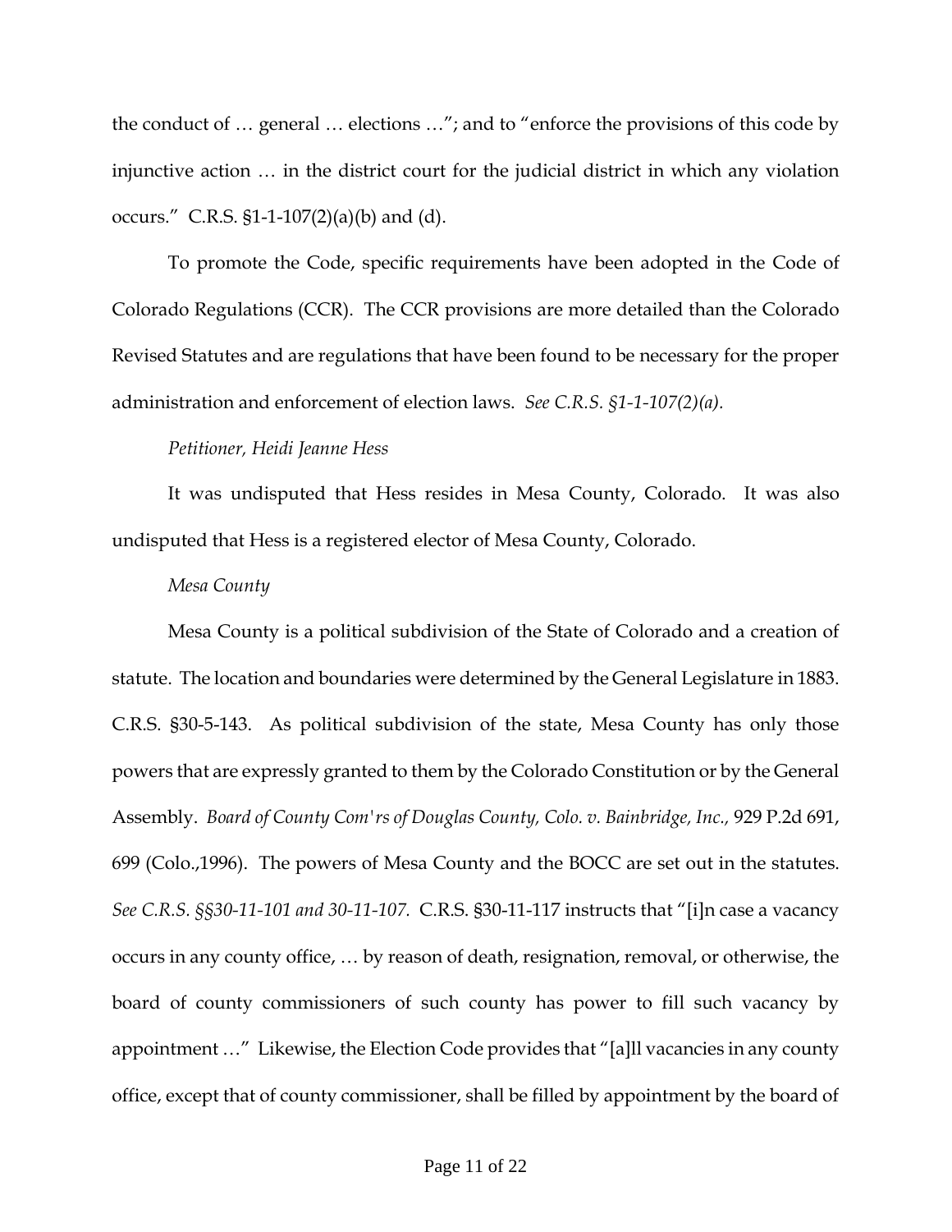the conduct of … general … elections …"; and to "enforce the provisions of this code by injunctive action … in the district court for the judicial district in which any violation occurs." C.R.S. §1-1-107(2)(a)(b) and (d).

To promote the Code, specific requirements have been adopted in the Code of Colorado Regulations (CCR). The CCR provisions are more detailed than the Colorado Revised Statutes and are regulations that have been found to be necessary for the proper administration and enforcement of election laws. *See C.R.S. §1-1-107(2)(a).*

*Petitioner, Heidi Jeanne Hess*

It was undisputed that Hess resides in Mesa County, Colorado. It was also undisputed that Hess is a registered elector of Mesa County, Colorado.

*Mesa County*

Mesa County is a political subdivision of the State of Colorado and a creation of statute. The location and boundaries were determined by the General Legislature in 1883. C.R.S. §30-5-143. As political subdivision of the state, Mesa County has only those powers that are expressly granted to them by the Colorado Constitution or by the General Assembly. *Board of County Com'rs of Douglas County, Colo. v. Bainbridge, Inc.,* 929 P.2d 691, 699 (Colo.,1996). The powers of Mesa County and the BOCC are set out in the statutes. *See C.R.S. §§30-11-101 and 30-11-107.* C.R.S. §30-11-117 instructs that "[i]n case a vacancy occurs in any county office, … by reason of death, resignation, removal, or otherwise, the board of county commissioners of such county has power to fill such vacancy by appointment …" Likewise, the Election Code provides that "[a]ll vacancies in any county office, except that of county commissioner, shall be filled by appointment by the board of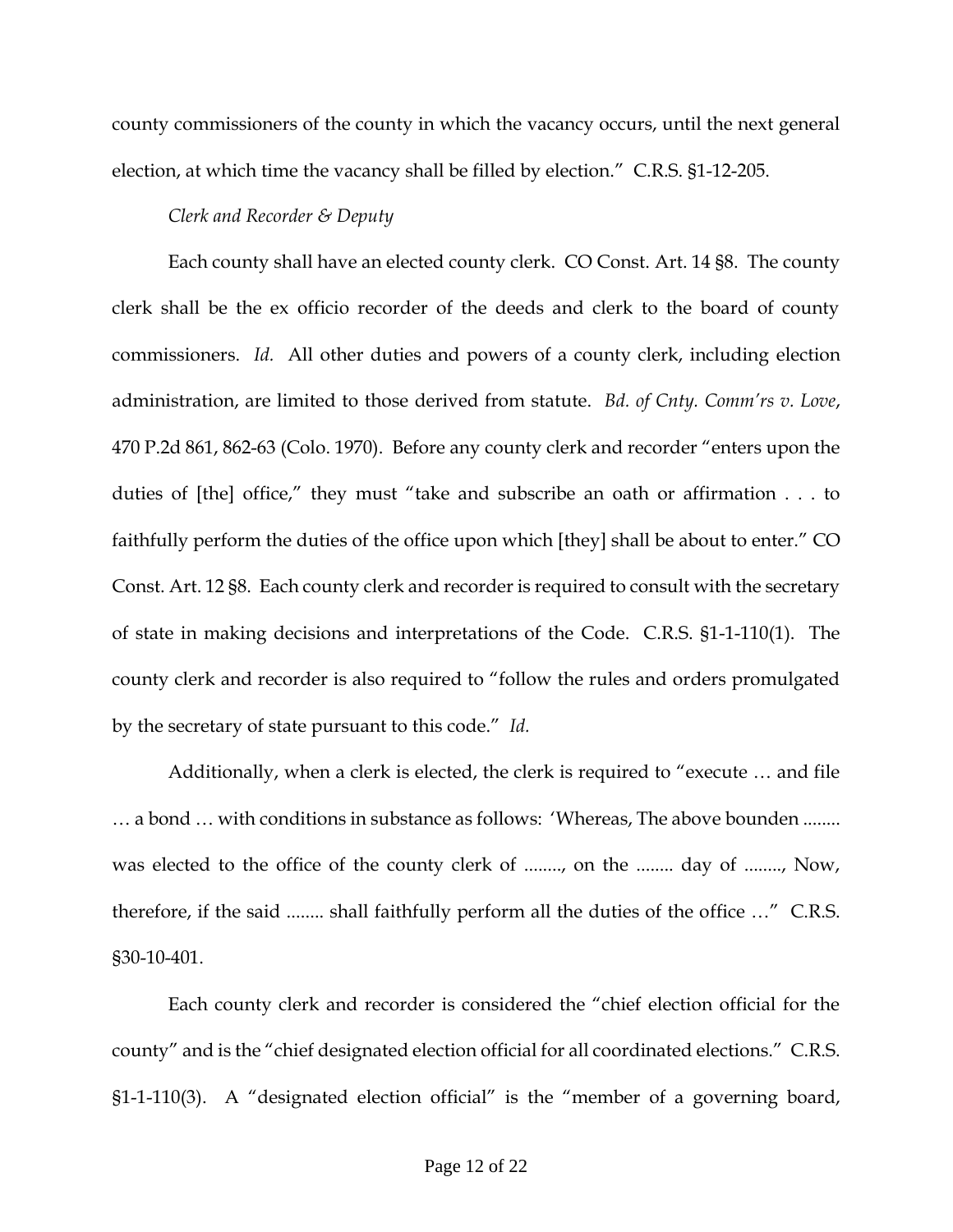county commissioners of the county in which the vacancy occurs, until the next general election, at which time the vacancy shall be filled by election." C.R.S. §1-12-205.

*Clerk and Recorder & Deputy*

Each county shall have an elected county clerk. CO Const. Art. 14 §8. The county clerk shall be the ex officio recorder of the deeds and clerk to the board of county commissioners. *Id.* All other duties and powers of a county clerk, including election administration, are limited to those derived from statute. *Bd. of Cnty. Comm'rs v. Love*, 470 P.2d 861, 862-63 (Colo. 1970). Before any county clerk and recorder "enters upon the duties of [the] office," they must "take and subscribe an oath or affirmation . . . to faithfully perform the duties of the office upon which [they] shall be about to enter." CO Const. Art. 12 §8. Each county clerk and recorder is required to consult with the secretary of state in making decisions and interpretations of the Code. C.R.S. §1-1-110(1). The county clerk and recorder is also required to "follow the rules and orders promulgated by the secretary of state pursuant to this code." *Id.*

Additionally, when a clerk is elected, the clerk is required to "execute … and file … a bond … with conditions in substance as follows: 'Whereas, The above bounden ........ was elected to the office of the county clerk of ........, on the ........ day of ........, Now, therefore, if the said ........ shall faithfully perform all the duties of the office …" C.R.S. §30-10-401.

Each county clerk and recorder is considered the "chief election official for the county" and is the "chief designated election official for all coordinated elections." C.R.S. §1-1-110(3). A "designated election official" is the "member of a governing board,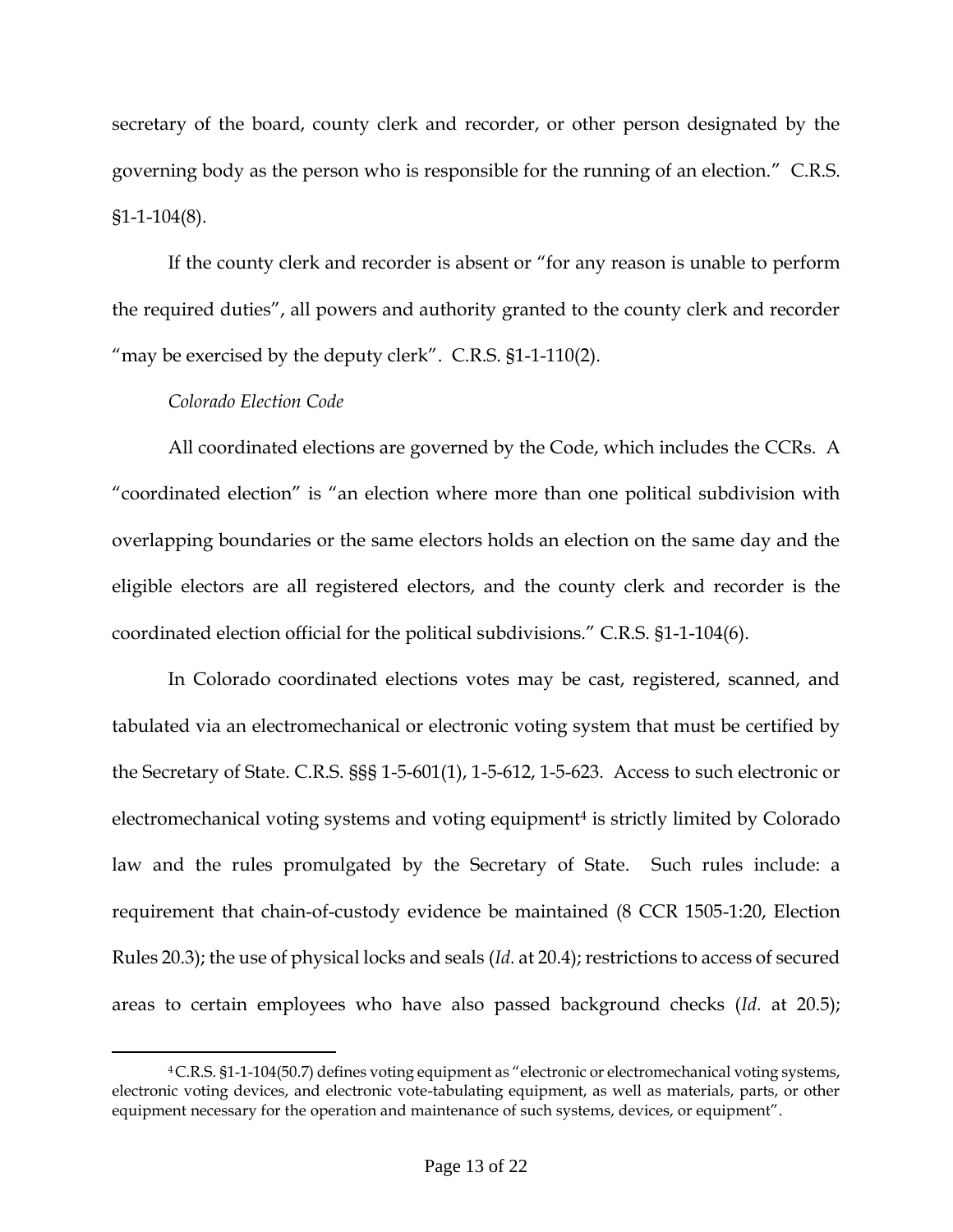secretary of the board, county clerk and recorder, or other person designated by the governing body as the person who is responsible for the running of an election." C.R.S. §1-1-104(8).

If the county clerk and recorder is absent or "for any reason is unable to perform the required duties", all powers and authority granted to the county clerk and recorder "may be exercised by the deputy clerk". C.R.S. §1-1-110(2).

*Colorado Election Code*

All coordinated elections are governed by the Code, which includes the CCRs. A "coordinated election" is "an election where more than one political subdivision with overlapping boundaries or the same electors holds an election on the same day and the eligible electors are all registered electors, and the county clerk and recorder is the coordinated election official for the political subdivisions." C.R.S. §1-1-104(6).

In Colorado coordinated elections votes may be cast, registered, scanned, and tabulated via an electromechanical or electronic voting system that must be certified by the Secretary of State. C.R.S. §§§ 1-5-601(1), 1-5-612, 1-5-623. Access to such electronic or electromechanical voting systems and voting equipment[4] is strictly limited by Colorado law and the rules promulgated by the Secretary of State. Such rules include: a requirement that chain-of-custody evidence be maintained (8 CCR 1505-1:20, Election Rules 20.3); the use of physical locks and seals (*Id.* at 20.4); restrictions to access of secured areas to certain employees who have also passed background checks (*Id.* at 20.5);

[4] C.R.S. §1-1-104(50.7) defines voting equipment as "electronic or electromechanical voting systems, electronic voting devices, and electronic vote-tabulating equipment, as well as materials, parts, or other equipment necessary for the operation and maintenance of such systems, devices, or equipment".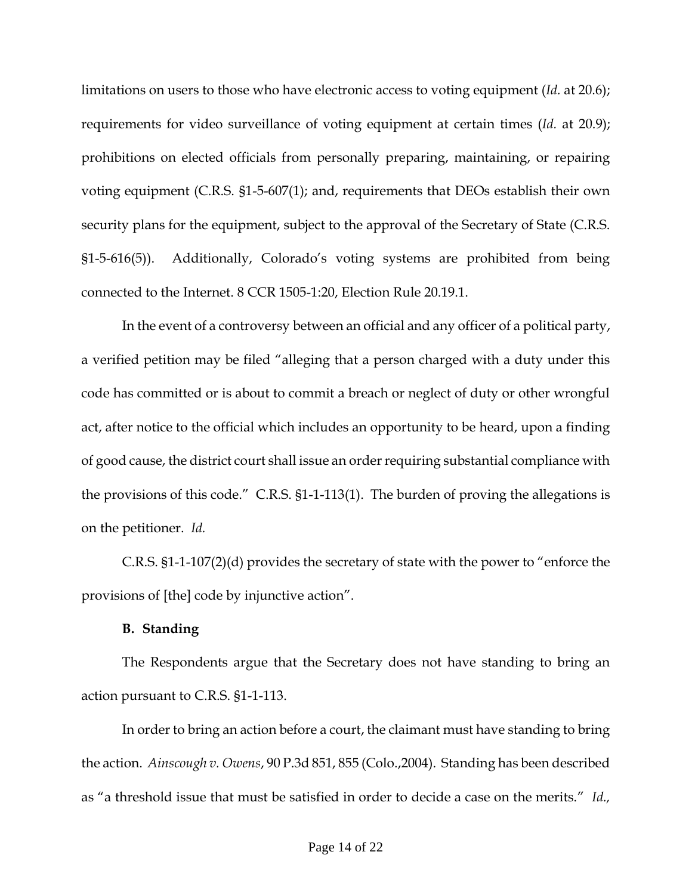limitations on users to those who have electronic access to voting equipment (*Id.* at 20.6); requirements for video surveillance of voting equipment at certain times (*Id.* at 20.9); prohibitions on elected officials from personally preparing, maintaining, or repairing voting equipment (C.R.S. §1-5-607(1); and, requirements that DEOs establish their own security plans for the equipment, subject to the approval of the Secretary of State (C.R.S. §1-5-616(5)). Additionally, Colorado's voting systems are prohibited from being connected to the Internet. 8 CCR 1505-1:20, Election Rule 20.19.1.

In the event of a controversy between an official and any officer of a political party, a verified petition may be filed "alleging that a person charged with a duty under this code has committed or is about to commit a breach or neglect of duty or other wrongful act, after notice to the official which includes an opportunity to be heard, upon a finding of good cause, the district court shall issue an order requiring substantial compliance with the provisions of this code." C.R.S. §1-1-113(1). The burden of proving the allegations is on the petitioner. *Id.*

C.R.S. §1-1-107(2)(d) provides the secretary of state with the power to "enforce the provisions of [the] code by injunctive action".

**B. Standing**

The Respondents argue that the Secretary does not have standing to bring an action pursuant to C.R.S. §1-1-113.

In order to bring an action before a court, the claimant must have standing to bring the action. *Ainscough v. Owens*, 90 P.3d 851, 855 (Colo.,2004). Standing has been described as "a threshold issue that must be satisfied in order to decide a case on the merits." *Id.,*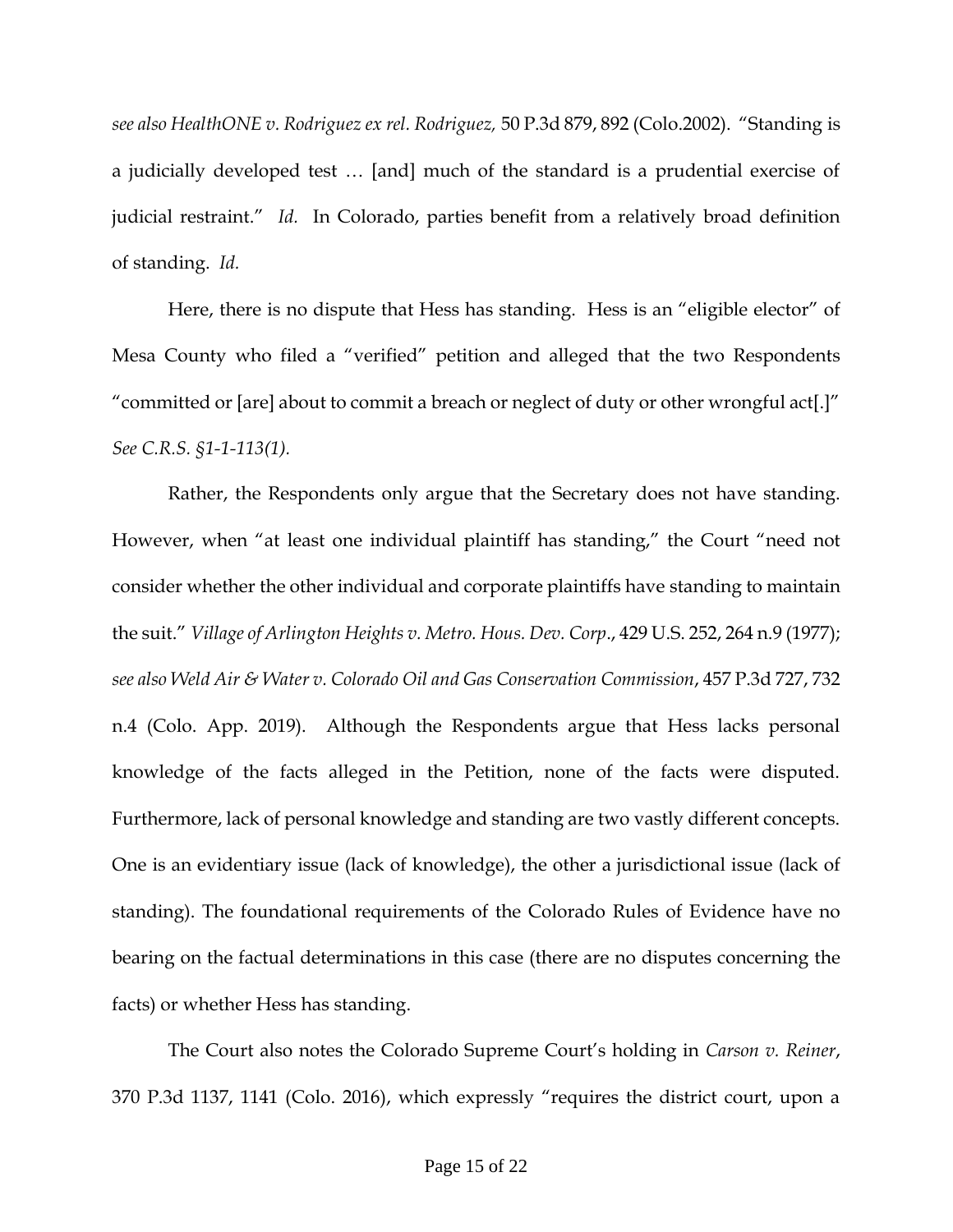*see also HealthONE v. Rodriguez ex rel. Rodriguez,* 50 P.3d 879, 892 (Colo.2002). "Standing is a judicially developed test … [and] much of the standard is a prudential exercise of judicial restraint." *Id.* In Colorado, parties benefit from a relatively broad definition of standing. *Id.*

Here, there is no dispute that Hess has standing. Hess is an "eligible elector" of Mesa County who filed a "verified" petition and alleged that the two Respondents "committed or [are] about to commit a breach or neglect of duty or other wrongful act[.]" *See C.R.S. §1-1-113(1).*

Rather, the Respondents only argue that the Secretary does not have standing. However, when "at least one individual plaintiff has standing," the Court "need not consider whether the other individual and corporate plaintiffs have standing to maintain the suit." *Village of Arlington Heights v. Metro. Hous. Dev. Corp*., 429 U.S. 252, 264 n.9 (1977); *see also Weld Air & Water v. Colorado Oil and Gas Conservation Commission*, 457 P.3d 727, 732 n.4 (Colo. App. 2019). Although the Respondents argue that Hess lacks personal knowledge of the facts alleged in the Petition, none of the facts were disputed. Furthermore, lack of personal knowledge and standing are two vastly different concepts. One is an evidentiary issue (lack of knowledge), the other a jurisdictional issue (lack of standing). The foundational requirements of the Colorado Rules of Evidence have no bearing on the factual determinations in this case (there are no disputes concerning the facts) or whether Hess has standing.

The Court also notes the Colorado Supreme Court's holding in *Carson v. Reiner*, 370 P.3d 1137, 1141 (Colo. 2016), which expressly "requires the district court, upon a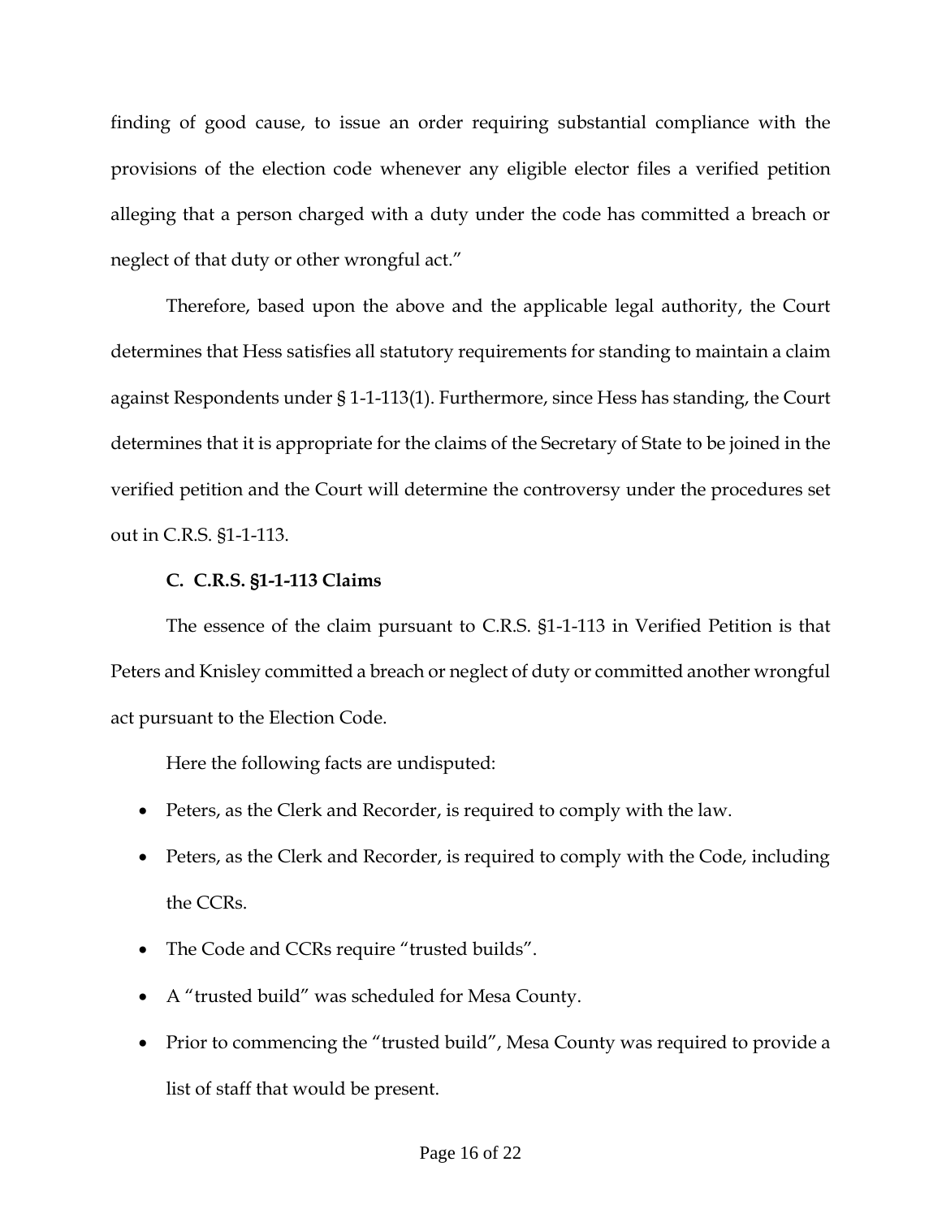finding of good cause, to issue an order requiring substantial compliance with the provisions of the election code whenever any eligible elector files a verified petition alleging that a person charged with a duty under the code has committed a breach or neglect of that duty or other wrongful act."

Therefore, based upon the above and the applicable legal authority, the Court determines that Hess satisfies all statutory requirements for standing to maintain a claim against Respondents under § 1-1-113(1). Furthermore, since Hess has standing, the Court determines that it is appropriate for the claims of the Secretary of State to be joined in the verified petition and the Court will determine the controversy under the procedures set out in C.R.S. §1-1-113.

**C. C.R.S. §1-1-113 Claims**

The essence of the claim pursuant to C.R.S. §1-1-113 in Verified Petition is that Peters and Knisley committed a breach or neglect of duty or committed another wrongful act pursuant to the Election Code.

Here the following facts are undisputed:

- Peters, as the Clerk and Recorder, is required to comply with the law.
- Peters, as the Clerk and Recorder, is required to comply with the Code, including the CCRs.
- The Code and CCRs require "trusted builds".
- A "trusted build" was scheduled for Mesa County.
- Prior to commencing the "trusted build", Mesa County was required to provide a list of staff that would be present.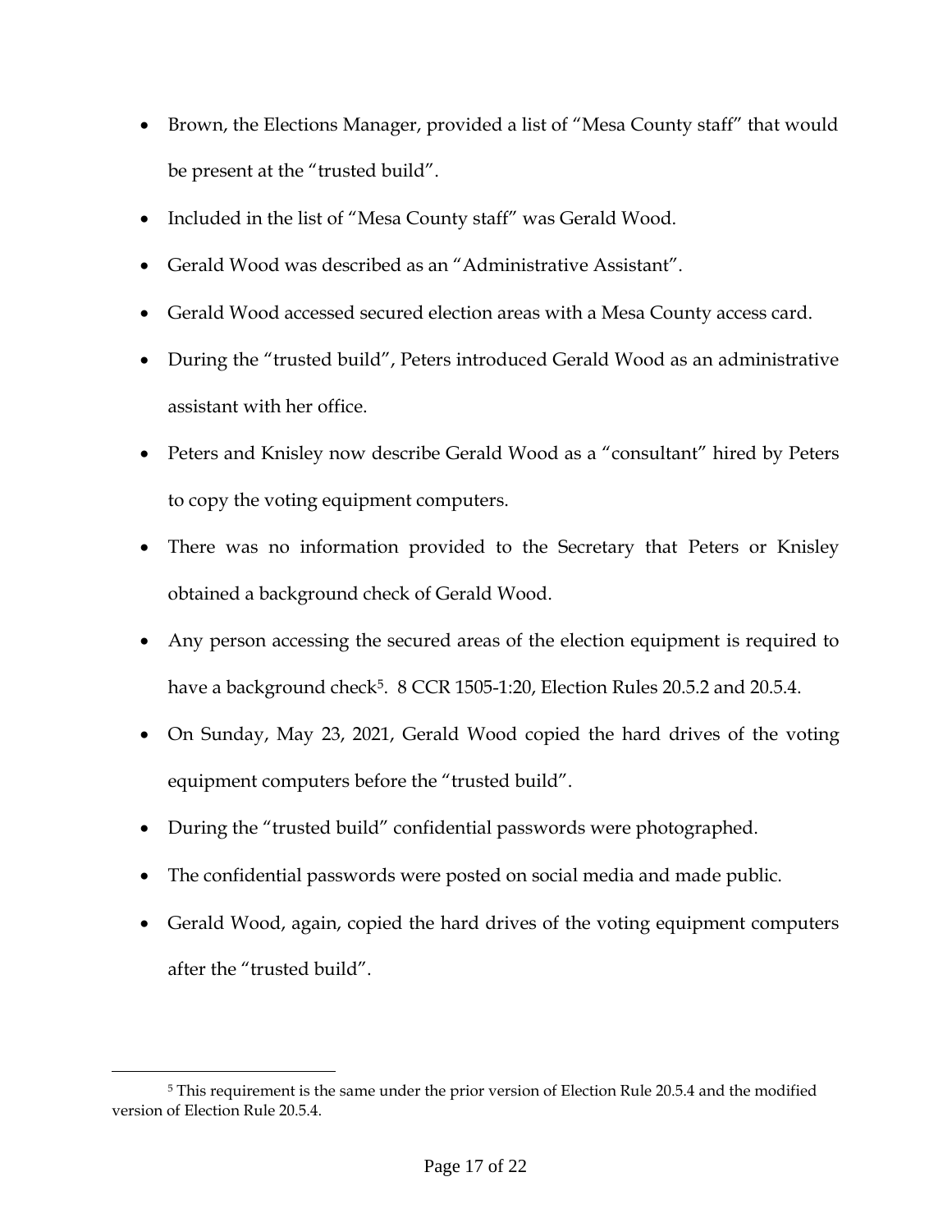- Brown, the Elections Manager, provided a list of "Mesa County staff" that would be present at the "trusted build".
- Included in the list of "Mesa County staff" was Gerald Wood.
- Gerald Wood was described as an "Administrative Assistant".
- Gerald Wood accessed secured election areas with a Mesa County access card.
- During the "trusted build", Peters introduced Gerald Wood as an administrative assistant with her office.
- Peters and Knisley now describe Gerald Wood as a "consultant" hired by Peters to copy the voting equipment computers.
- There was no information provided to the Secretary that Peters or Knisley obtained a background check of Gerald Wood.
- Any person accessing the secured areas of the election equipment is required to have a background check[5]. 8 CCR 1505-1:20, Election Rules 20.5.2 and 20.5.4.
- On Sunday, May 23, 2021, Gerald Wood copied the hard drives of the voting equipment computers before the "trusted build".
- During the "trusted build" confidential passwords were photographed.
- The confidential passwords were posted on social media and made public.
- Gerald Wood, again, copied the hard drives of the voting equipment computers after the "trusted build".

[5] This requirement is the same under the prior version of Election Rule 20.5.4 and the modified version of Election Rule 20.5.4.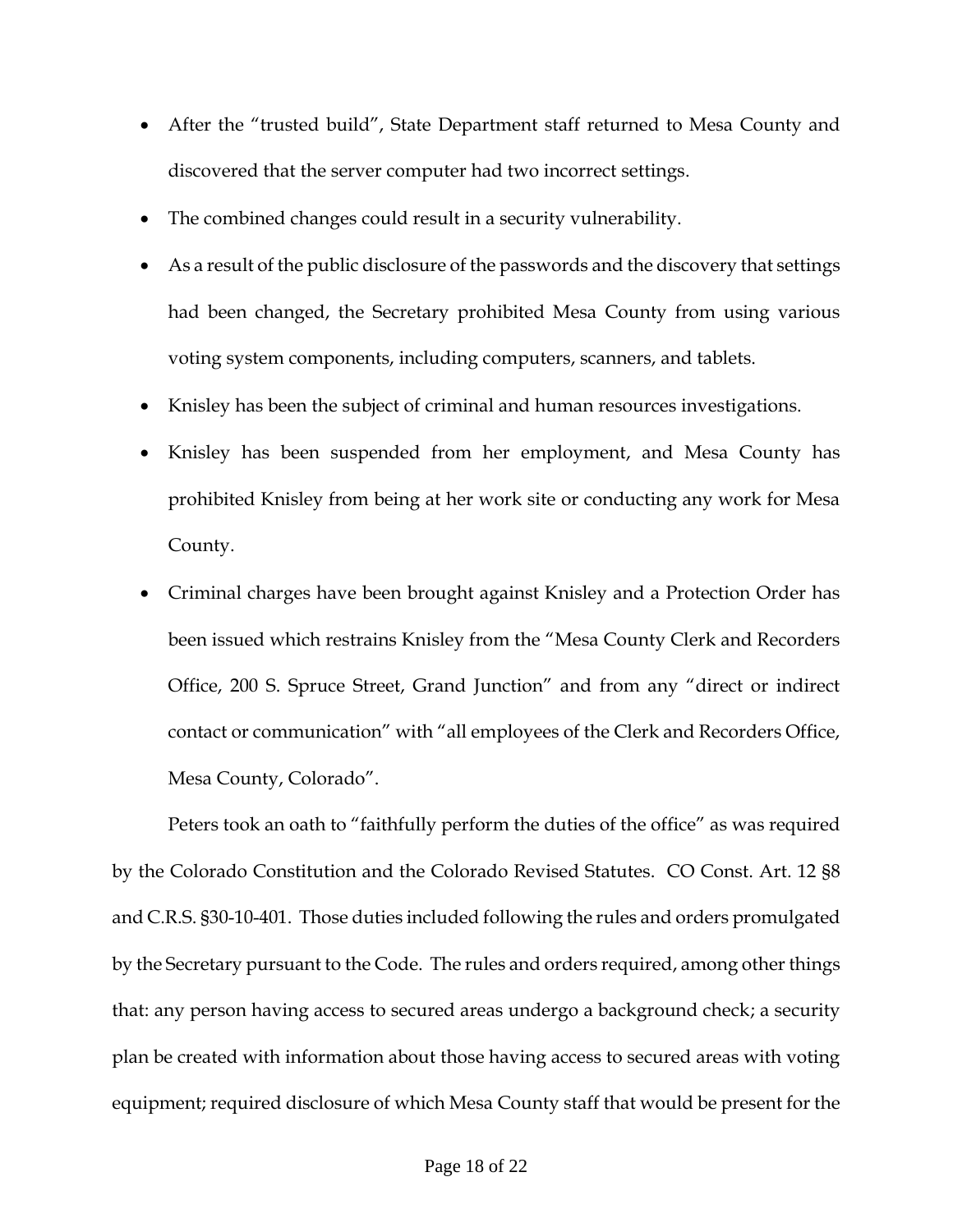- After the "trusted build", State Department staff returned to Mesa County and discovered that the server computer had two incorrect settings.
- The combined changes could result in a security vulnerability.
- As a result of the public disclosure of the passwords and the discovery that settings had been changed, the Secretary prohibited Mesa County from using various voting system components, including computers, scanners, and tablets.
- Knisley has been the subject of criminal and human resources investigations.
- Knisley has been suspended from her employment, and Mesa County has prohibited Knisley from being at her work site or conducting any work for Mesa County.
- Criminal charges have been brought against Knisley and a Protection Order has been issued which restrains Knisley from the "Mesa County Clerk and Recorders Office, 200 S. Spruce Street, Grand Junction" and from any "direct or indirect contact or communication" with "all employees of the Clerk and Recorders Office, Mesa County, Colorado".

Peters took an oath to "faithfully perform the duties of the office" as was required by the Colorado Constitution and the Colorado Revised Statutes. CO Const. Art. 12 §8 and C.R.S. §30-10-401. Those duties included following the rules and orders promulgated by the Secretary pursuant to the Code. The rules and orders required, among other things that: any person having access to secured areas undergo a background check; a security plan be created with information about those having access to secured areas with voting equipment; required disclosure of which Mesa County staff that would be present for the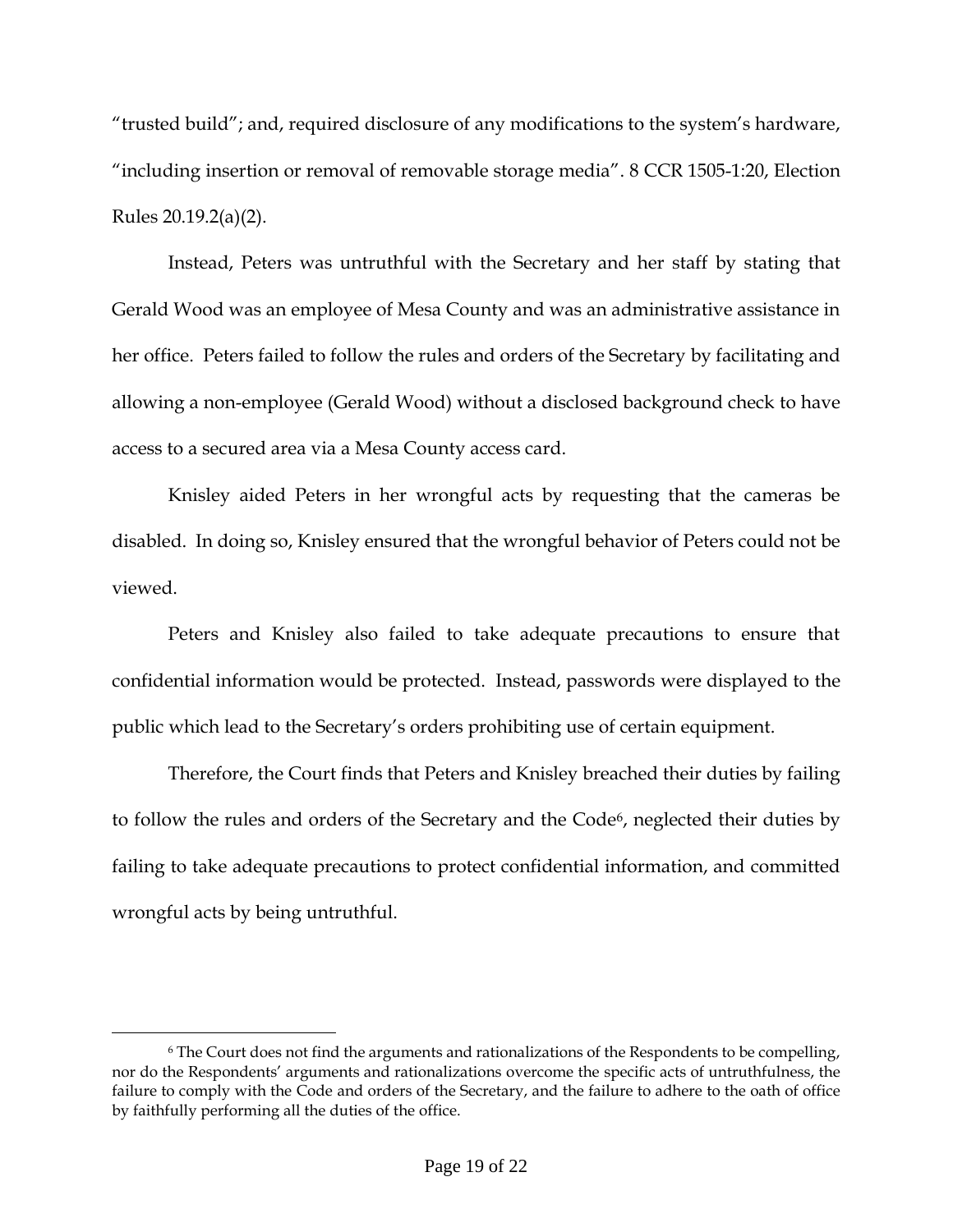"trusted build"; and, required disclosure of any modifications to the system's hardware, "including insertion or removal of removable storage media". 8 CCR 1505-1:20, Election Rules 20.19.2(a)(2).

Instead, Peters was untruthful with the Secretary and her staff by stating that Gerald Wood was an employee of Mesa County and was an administrative assistance in her office. Peters failed to follow the rules and orders of the Secretary by facilitating and allowing a non-employee (Gerald Wood) without a disclosed background check to have access to a secured area via a Mesa County access card.

Knisley aided Peters in her wrongful acts by requesting that the cameras be disabled. In doing so, Knisley ensured that the wrongful behavior of Peters could not be viewed.

Peters and Knisley also failed to take adequate precautions to ensure that confidential information would be protected. Instead, passwords were displayed to the public which lead to the Secretary's orders prohibiting use of certain equipment.

Therefore, the Court finds that Peters and Knisley breached their duties by failing to follow the rules and orders of the Secretary and the Code[6], neglected their duties by failing to take adequate precautions to protect confidential information, and committed wrongful acts by being untruthful.

---

[6] The Court does not find the arguments and rationalizations of the Respondents to be compelling, nor do the Respondents' arguments and rationalizations overcome the specific acts of untruthfulness, the failure to comply with the Code and orders of the Secretary, and the failure to adhere to the oath of office by faithfully performing all the duties of the office.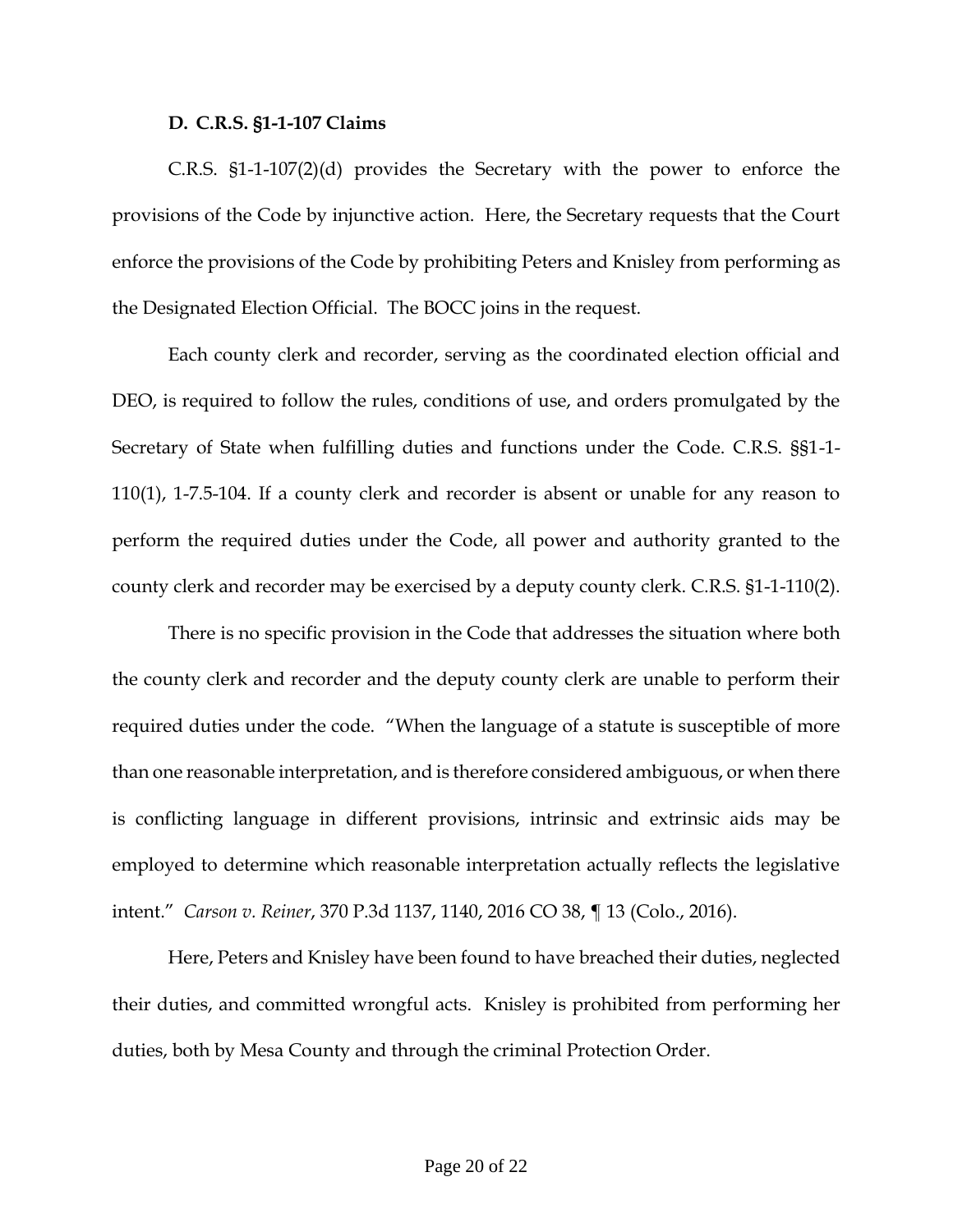### D. C.R.S. §1-1-107 Claims

C.R.S. §1-1-107(2)(d) provides the Secretary with the power to enforce the provisions of the Code by injunctive action. Here, the Secretary requests that the Court enforce the provisions of the Code by prohibiting Peters and Knisley from performing as the Designated Election Official. The BOCC joins in the request.

Each county clerk and recorder, serving as the coordinated election official and DEO, is required to follow the rules, conditions of use, and orders promulgated by the Secretary of State when fulfilling duties and functions under the Code. C.R.S. §§1-1-110(1), 1-7.5-104. If a county clerk and recorder is absent or unable for any reason to perform the required duties under the Code, all power and authority granted to the county clerk and recorder may be exercised by a deputy county clerk. C.R.S. §1-1-110(2).

There is no specific provision in the Code that addresses the situation where both the county clerk and recorder and the deputy county clerk are unable to perform their required duties under the code. "When the language of a statute is susceptible of more than one reasonable interpretation, and is therefore considered ambiguous, or when there is conflicting language in different provisions, intrinsic and extrinsic aids may be employed to determine which reasonable interpretation actually reflects the legislative intent." *Carson v. Reiner*, 370 P.3d 1137, 1140, 2016 CO 38, ¶ 13 (Colo., 2016).

Here, Peters and Knisley have been found to have breached their duties, neglected their duties, and committed wrongful acts. Knisley is prohibited from performing her duties, both by Mesa County and through the criminal Protection Order.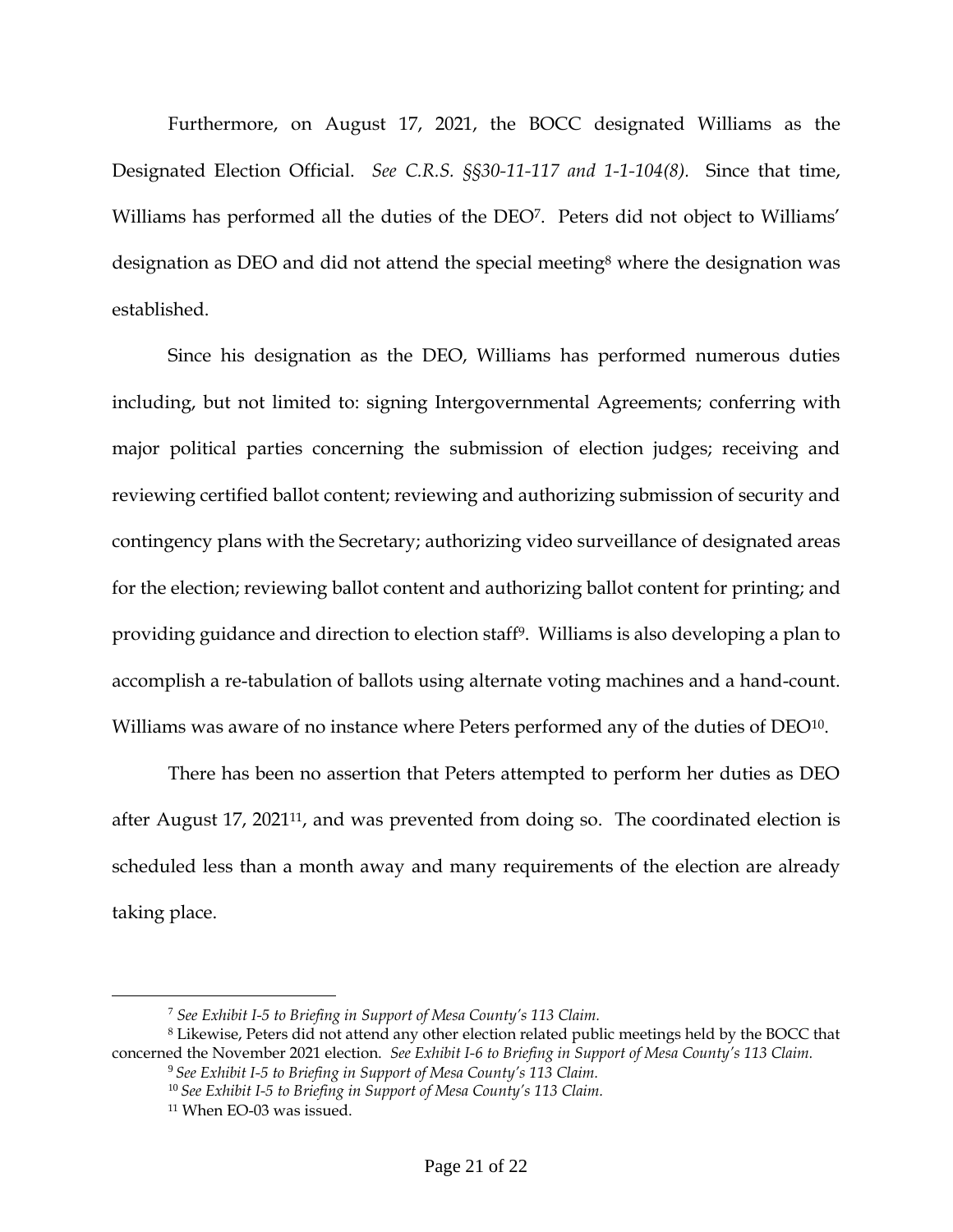Furthermore, on August 17, 2021, the BOCC designated Williams as the Designated Election Official. *See C.R.S. §§30-11-117 and 1-1-104(8).* Since that time, Williams has performed all the duties of the DEO[7]. Peters did not object to Williams' designation as DEO and did not attend the special meeting[8] where the designation was established.

Since his designation as the DEO, Williams has performed numerous duties including, but not limited to: signing Intergovernmental Agreements; conferring with major political parties concerning the submission of election judges; receiving and reviewing certified ballot content; reviewing and authorizing submission of security and contingency plans with the Secretary; authorizing video surveillance of designated areas for the election; reviewing ballot content and authorizing ballot content for printing; and providing guidance and direction to election staff[9]. Williams is also developing a plan to accomplish a re-tabulation of ballots using alternate voting machines and a hand-count. Williams was aware of no instance where Peters performed any of the duties of DEO[10].

There has been no assertion that Peters attempted to perform her duties as DEO after August 17, 2021[11], and was prevented from doing so. The coordinated election is scheduled less than a month away and many requirements of the election are already taking place.

---

[7] *See Exhibit I-5 to Briefing in Support of Mesa County's 113 Claim.*

[8] Likewise, Peters did not attend any other election related public meetings held by the BOCC that concerned the November 2021 election. *See Exhibit I-6 to Briefing in Support of Mesa County's 113 Claim.*

[9] *See Exhibit I-5 to Briefing in Support of Mesa County's 113 Claim.*

[10] *See Exhibit I-5 to Briefing in Support of Mesa County's 113 Claim.*

[11] When EO-03 was issued.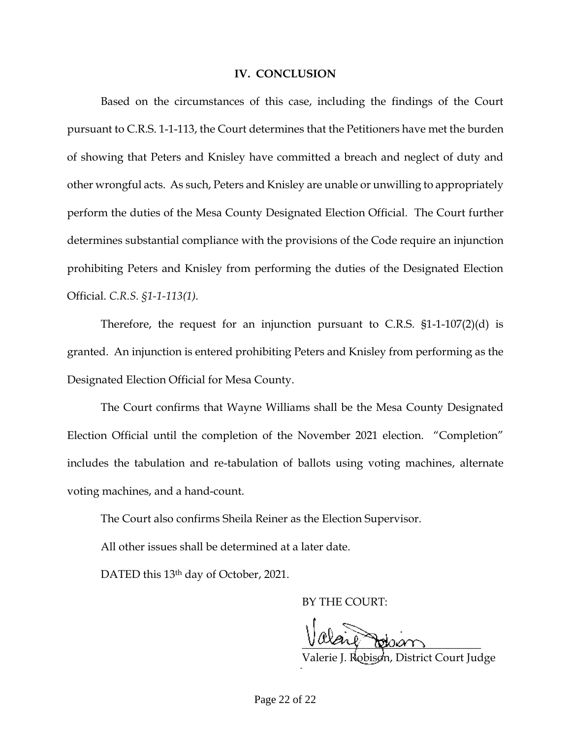## IV. CONCLUSION

Based on the circumstances of this case, including the findings of the Court pursuant to C.R.S. 1-1-113, the Court determines that the Petitioners have met the burden of showing that Peters and Knisley have committed a breach and neglect of duty and other wrongful acts. As such, Peters and Knisley are unable or unwilling to appropriately perform the duties of the Mesa County Designated Election Official. The Court further determines substantial compliance with the provisions of the Code require an injunction prohibiting Peters and Knisley from performing the duties of the Designated Election Official. *C.R.S. §1-1-113(1).*

Therefore, the request for an injunction pursuant to C.R.S. §1-1-107(2)(d) is granted. An injunction is entered prohibiting Peters and Knisley from performing as the Designated Election Official for Mesa County.

The Court confirms that Wayne Williams shall be the Mesa County Designated Election Official until the completion of the November 2021 election. "Completion" includes the tabulation and re-tabulation of ballots using voting machines, alternate voting machines, and a hand-count.

The Court also confirms Sheila Reiner as the Election Supervisor.

All other issues shall be determined at a later date.

DATED this 13th day of October, 2021.

BY THE COURT:

Valerie J. Robison, District Court Judge